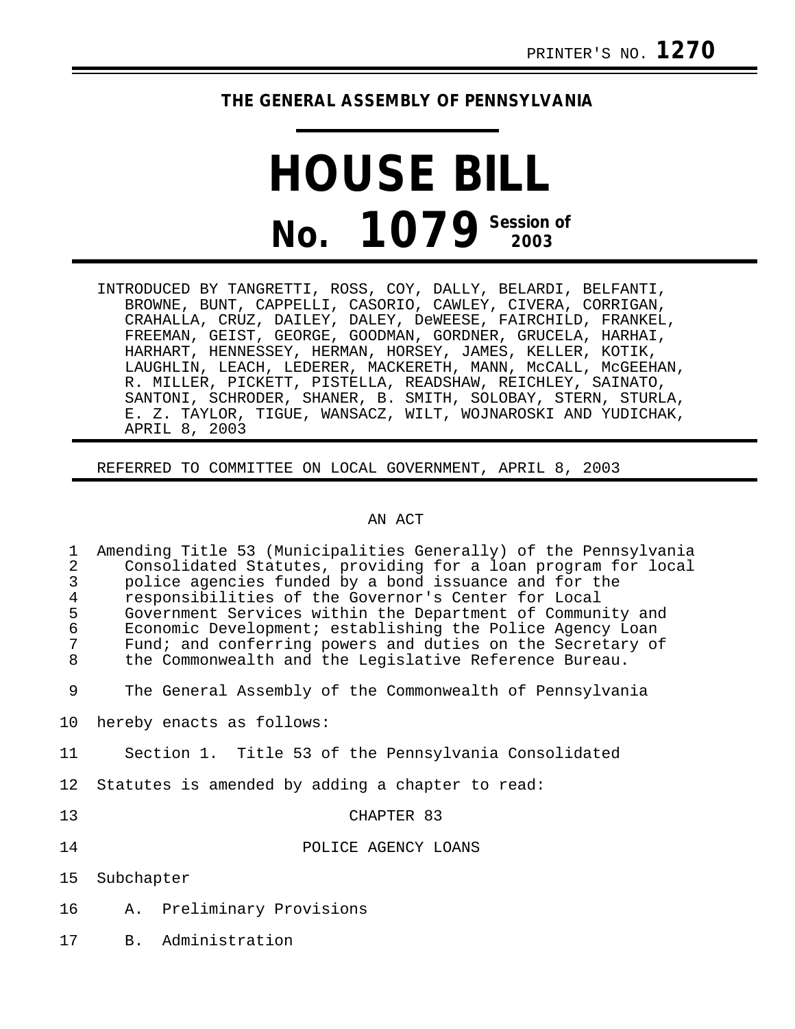PRINTER'S NO. **1270**

**THE GENERAL ASSEMBLY OF PENNSYLVANIA**

# HOUSE BILL

# No. 1079 Session of 2003

INTRODUCED BY TANGRETTI, ROSS, COY, DALLY, BELARDI, BELFANTI, BROWNE, BUNT, CAPPELLI, CASORIO, CAWLEY, CIVERA, CORRIGAN, CRAHALLA, CRUZ, DAILEY, DALEY, DeWEESE, FAIRCHILD, FRANKEL, FREEMAN, GEIST, GEORGE, GOODMAN, GORDNER, GRUCELA, HARHAI, HARHART, HENNESSEY, HERMAN, HORSEY, JAMES, KELLER, KOTIK, LAUGHLIN, LEACH, LEDERER, MACKERETH, MANN, McCALL, McGEEHAN, R. MILLER, PICKETT, PISTELLA, READSHAW, REICHLEY, SAINATO, SANTONI, SCHRODER, SHANER, B. SMITH, SOLOBAY, STERN, STURLA, E. Z. TAYLOR, TIGUE, WANSACZ, WILT, WOJNAROSKI AND YUDICHAK, APRIL 8, 2003

REFERRED TO COMMITTEE ON LOCAL GOVERNMENT, APRIL 8, 2003

AN ACT

1 Amending Title 53 (Municipalities Generally) of the Pennsylvania
2 Consolidated Statutes, providing for a loan program for local
3 police agencies funded by a bond issuance and for the
4 responsibilities of the Governor's Center for Local
5 Government Services within the Department of Community and
6 Economic Development; establishing the Police Agency Loan
7 Fund; and conferring powers and duties on the Secretary of
8 the Commonwealth and the Legislative Reference Bureau.

9 The General Assembly of the Commonwealth of Pennsylvania
10 hereby enacts as follows:

11 Section 1. Title 53 of the Pennsylvania Consolidated
12 Statutes is amended by adding a chapter to read:

13 CHAPTER 83

14 POLICE AGENCY LOANS

15 Subchapter

16 A. Preliminary Provisions

17 B. Administration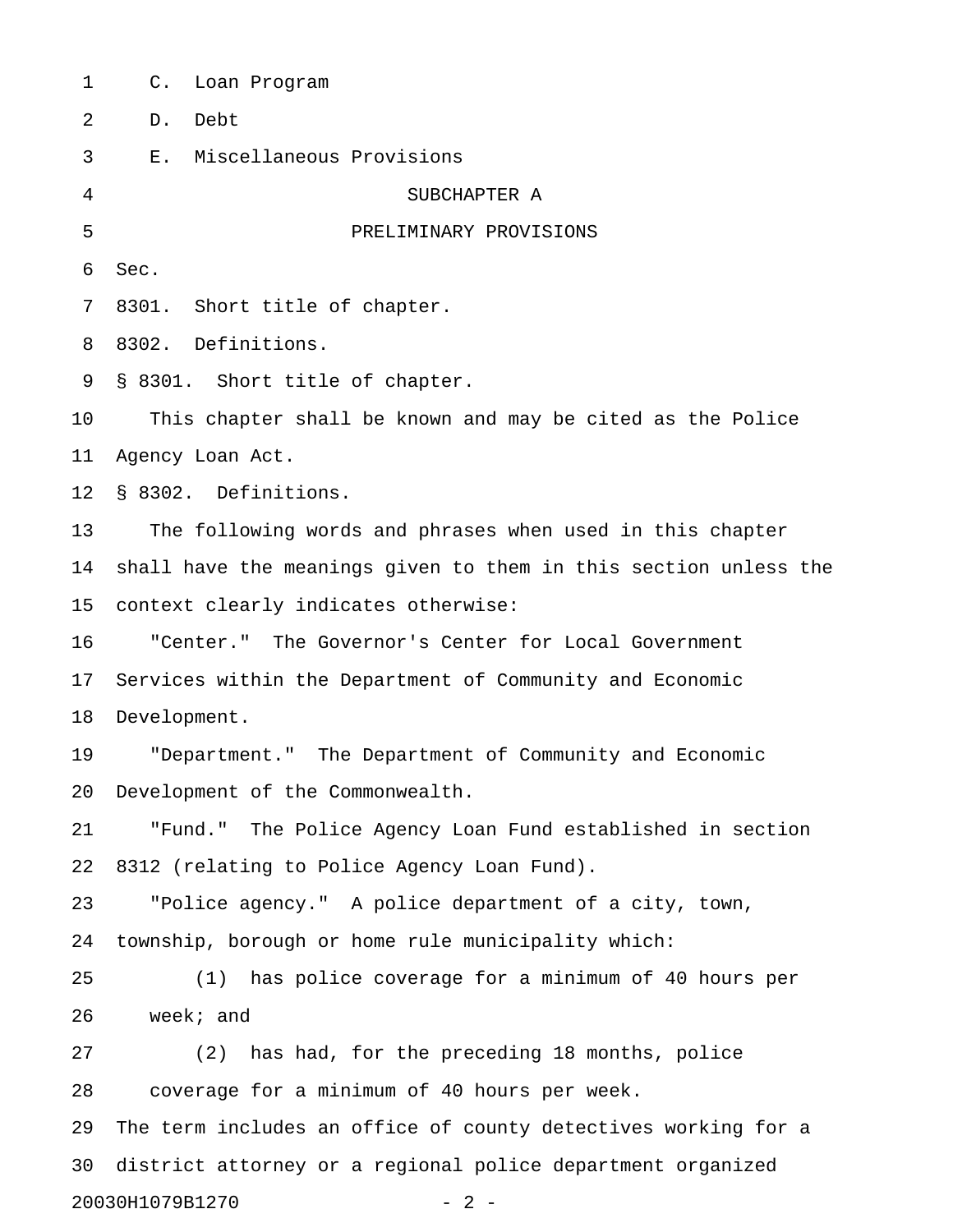C. Loan Program

D. Debt

E. Miscellaneous Provisions

## SUBCHAPTER A

## PRELIMINARY PROVISIONS

Sec.

8301. Short title of chapter.

8302. Definitions.

§ 8301. Short title of chapter.

This chapter shall be known and may be cited as the Police Agency Loan Act.

§ 8302. Definitions.

The following words and phrases when used in this chapter shall have the meanings given to them in this section unless the context clearly indicates otherwise:

"Center." The Governor's Center for Local Government Services within the Department of Community and Economic Development.

"Department." The Department of Community and Economic Development of the Commonwealth.

"Fund." The Police Agency Loan Fund established in section 8312 (relating to Police Agency Loan Fund).

"Police agency." A police department of a city, town, township, borough or home rule municipality which:

(1) has police coverage for a minimum of 40 hours per week; and

(2) has had, for the preceding 18 months, police coverage for a minimum of 40 hours per week.

The term includes an office of county detectives working for a district attorney or a regional police department organized

20030H1079B1270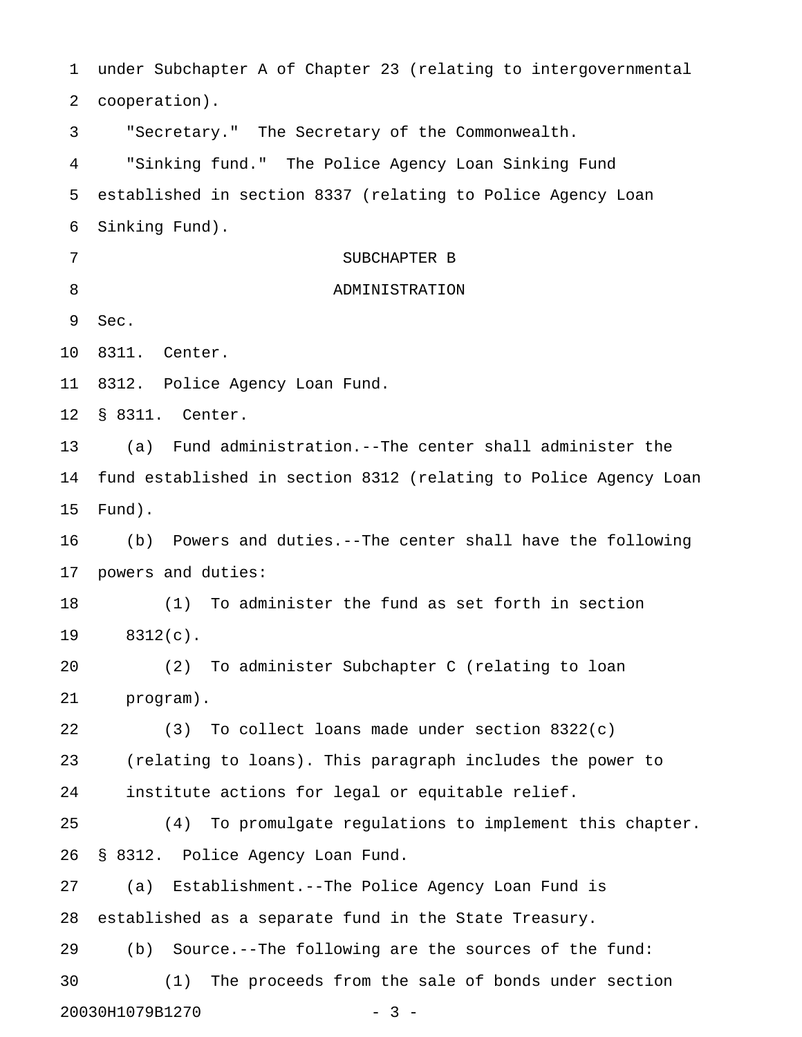under Subchapter A of Chapter 23 (relating to intergovernmental cooperation).

"Secretary." The Secretary of the Commonwealth.

"Sinking fund." The Police Agency Loan Sinking Fund established in section 8337 (relating to Police Agency Loan Sinking Fund).

## SUBCHAPTER B
## ADMINISTRATION

Sec.

8311. Center.

8312. Police Agency Loan Fund.

§ 8311. Center.

(a) Fund administration.--The center shall administer the fund established in section 8312 (relating to Police Agency Loan Fund).

(b) Powers and duties.--The center shall have the following powers and duties:

(1) To administer the fund as set forth in section 8312(c).

(2) To administer Subchapter C (relating to loan program).

(3) To collect loans made under section 8322(c) (relating to loans). This paragraph includes the power to institute actions for legal or equitable relief.

(4) To promulgate regulations to implement this chapter.

§ 8312. Police Agency Loan Fund.

(a) Establishment.--The Police Agency Loan Fund is established as a separate fund in the State Treasury.

(b) Source.--The following are the sources of the fund:

(1) The proceeds from the sale of bonds under section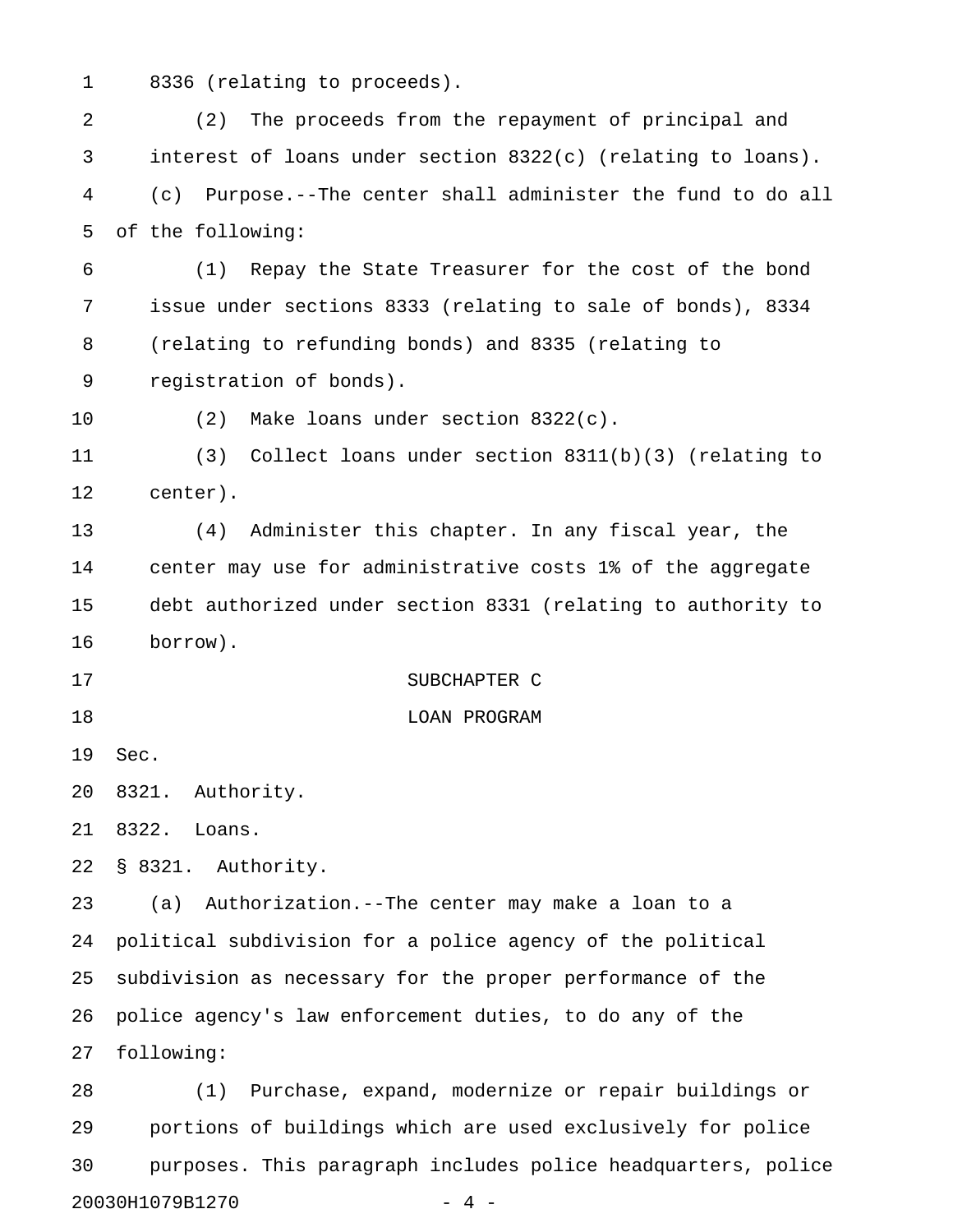8336 (relating to proceeds).

(2) The proceeds from the repayment of principal and interest of loans under section 8322(c) (relating to loans).

(c) Purpose.--The center shall administer the fund to do all of the following:

(1) Repay the State Treasurer for the cost of the bond issue under sections 8333 (relating to sale of bonds), 8334 (relating to refunding bonds) and 8335 (relating to registration of bonds).

(2) Make loans under section 8322(c).

(3) Collect loans under section 8311(b)(3) (relating to center).

(4) Administer this chapter. In any fiscal year, the center may use for administrative costs 1% of the aggregate debt authorized under section 8331 (relating to authority to borrow).

SUBCHAPTER C

LOAN PROGRAM

Sec.

8321. Authority.

8322. Loans.

§ 8321. Authority.

(a) Authorization.--The center may make a loan to a political subdivision for a police agency of the political subdivision as necessary for the proper performance of the police agency's law enforcement duties, to do any of the following:

(1) Purchase, expand, modernize or repair buildings or portions of buildings which are used exclusively for police purposes. This paragraph includes police headquarters, police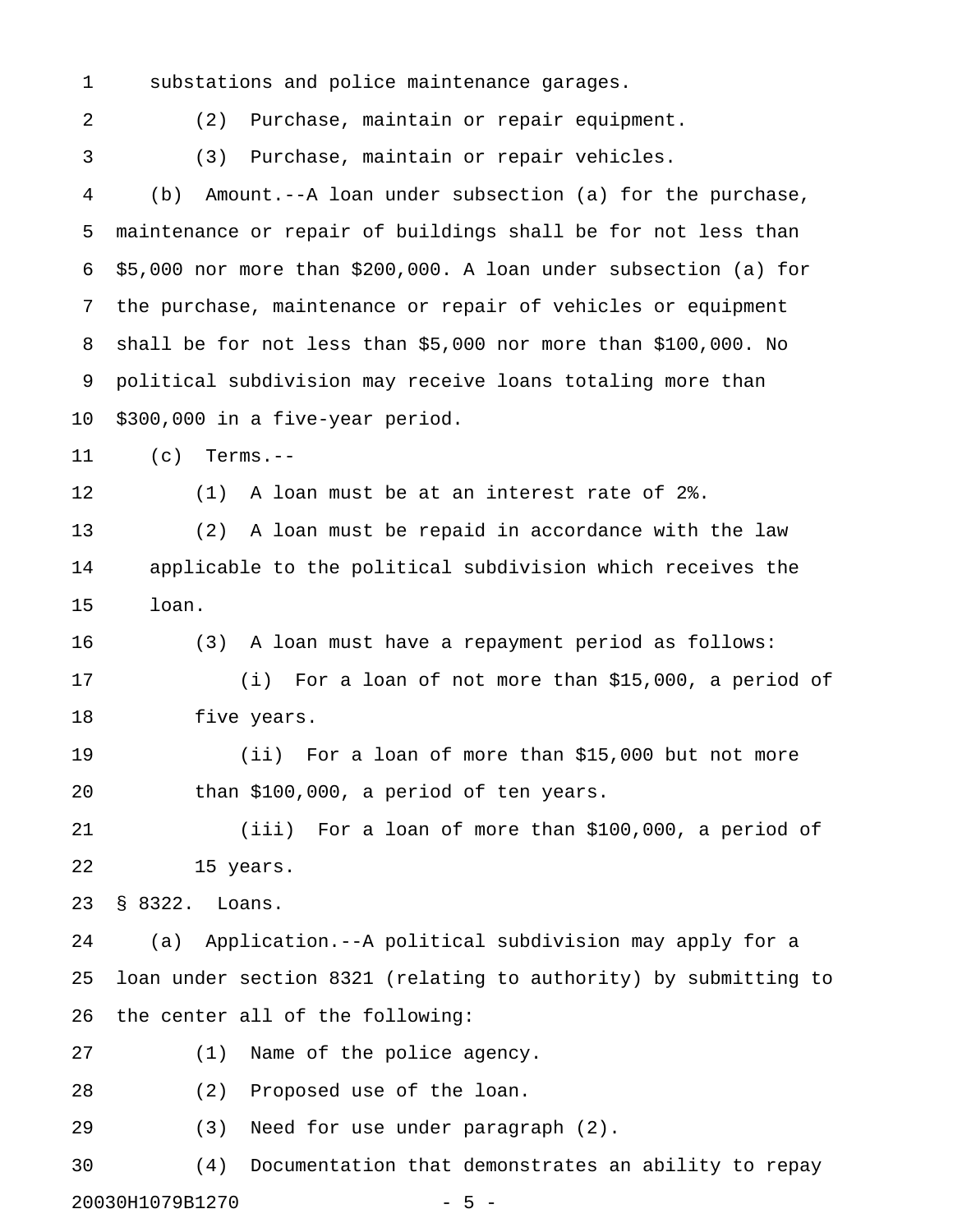substations and police maintenance garages.

(2) Purchase, maintain or repair equipment.

(3) Purchase, maintain or repair vehicles.

(b) Amount.--A loan under subsection (a) for the purchase, maintenance or repair of buildings shall be for not less than $5,000 nor more than $200,000. A loan under subsection (a) for the purchase, maintenance or repair of vehicles or equipment shall be for not less than $5,000 nor more than $100,000. No political subdivision may receive loans totaling more than $300,000 in a five-year period.

(c) Terms.--

(1) A loan must be at an interest rate of 2%.

(2) A loan must be repaid in accordance with the law applicable to the political subdivision which receives the loan.

(3) A loan must have a repayment period as follows:

(i) For a loan of not more than $15,000, a period of five years.

(ii) For a loan of more than $15,000 but not more than $100,000, a period of ten years.

(iii) For a loan of more than $100,000, a period of 15 years.

§ 8322. Loans.

(a) Application.--A political subdivision may apply for a loan under section 8321 (relating to authority) by submitting to the center all of the following:

(1) Name of the police agency.

(2) Proposed use of the loan.

(3) Need for use under paragraph (2).

(4) Documentation that demonstrates an ability to repay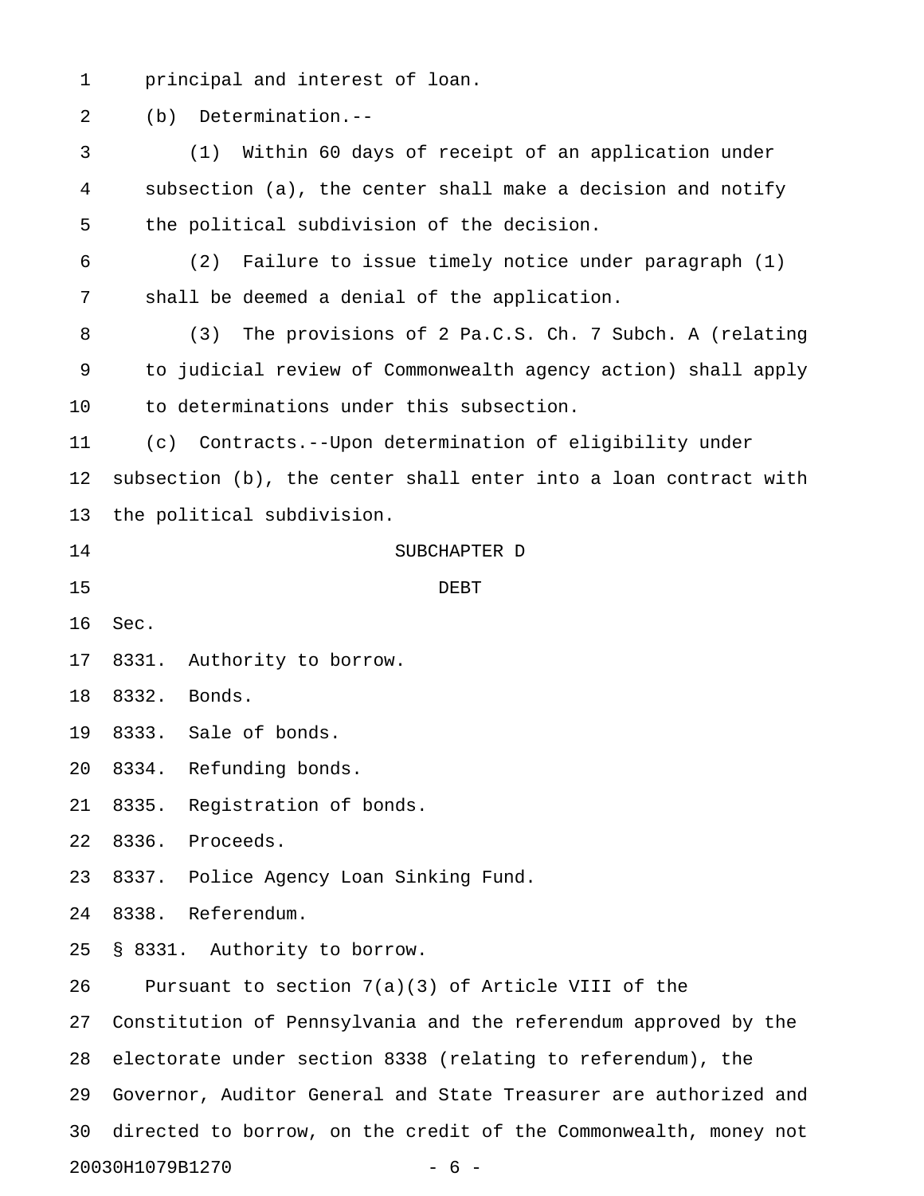principal and interest of loan.

(b) Determination.--

(1) Within 60 days of receipt of an application under subsection (a), the center shall make a decision and notify the political subdivision of the decision.

(2) Failure to issue timely notice under paragraph (1) shall be deemed a denial of the application.

(3) The provisions of 2 Pa.C.S. Ch. 7 Subch. A (relating to judicial review of Commonwealth agency action) shall apply to determinations under this subsection.

(c) Contracts.--Upon determination of eligibility under subsection (b), the center shall enter into a loan contract with the political subdivision.

## SUBCHAPTER D

## DEBT

Sec.

8331. Authority to borrow.

8332. Bonds.

8333. Sale of bonds.

8334. Refunding bonds.

8335. Registration of bonds.

8336. Proceeds.

8337. Police Agency Loan Sinking Fund.

8338. Referendum.

### § 8331. Authority to borrow.

Pursuant to section 7(a)(3) of Article VIII of the Constitution of Pennsylvania and the referendum approved by the electorate under section 8338 (relating to referendum), the Governor, Auditor General and State Treasurer are authorized and directed to borrow, on the credit of the Commonwealth, money not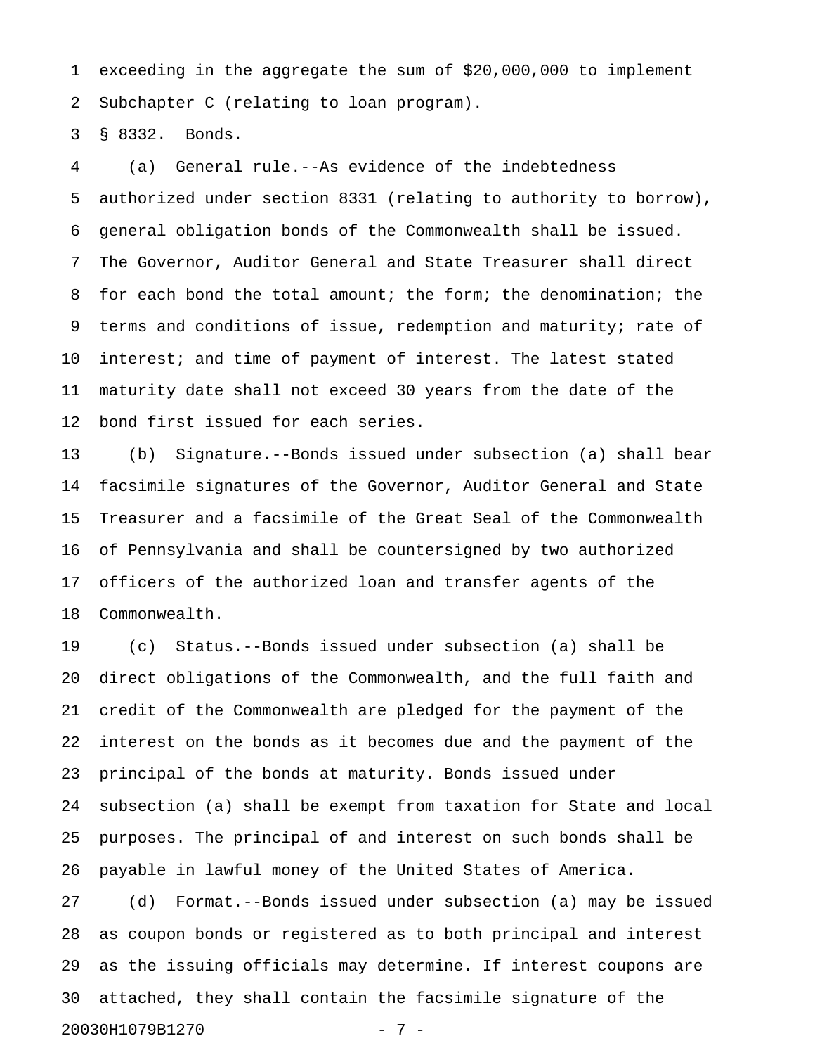exceeding in the aggregate the sum of $20,000,000 to implement Subchapter C (relating to loan program).

§ 8332. Bonds.

(a) General rule.--As evidence of the indebtedness authorized under section 8331 (relating to authority to borrow), general obligation bonds of the Commonwealth shall be issued. The Governor, Auditor General and State Treasurer shall direct for each bond the total amount; the form; the denomination; the terms and conditions of issue, redemption and maturity; rate of interest; and time of payment of interest. The latest stated maturity date shall not exceed 30 years from the date of the bond first issued for each series.

(b) Signature.--Bonds issued under subsection (a) shall bear facsimile signatures of the Governor, Auditor General and State Treasurer and a facsimile of the Great Seal of the Commonwealth of Pennsylvania and shall be countersigned by two authorized officers of the authorized loan and transfer agents of the Commonwealth.

(c) Status.--Bonds issued under subsection (a) shall be direct obligations of the Commonwealth, and the full faith and credit of the Commonwealth are pledged for the payment of the interest on the bonds as it becomes due and the payment of the principal of the bonds at maturity. Bonds issued under subsection (a) shall be exempt from taxation for State and local purposes. The principal of and interest on such bonds shall be payable in lawful money of the United States of America.

(d) Format.--Bonds issued under subsection (a) may be issued as coupon bonds or registered as to both principal and interest as the issuing officials may determine. If interest coupons are attached, they shall contain the facsimile signature of the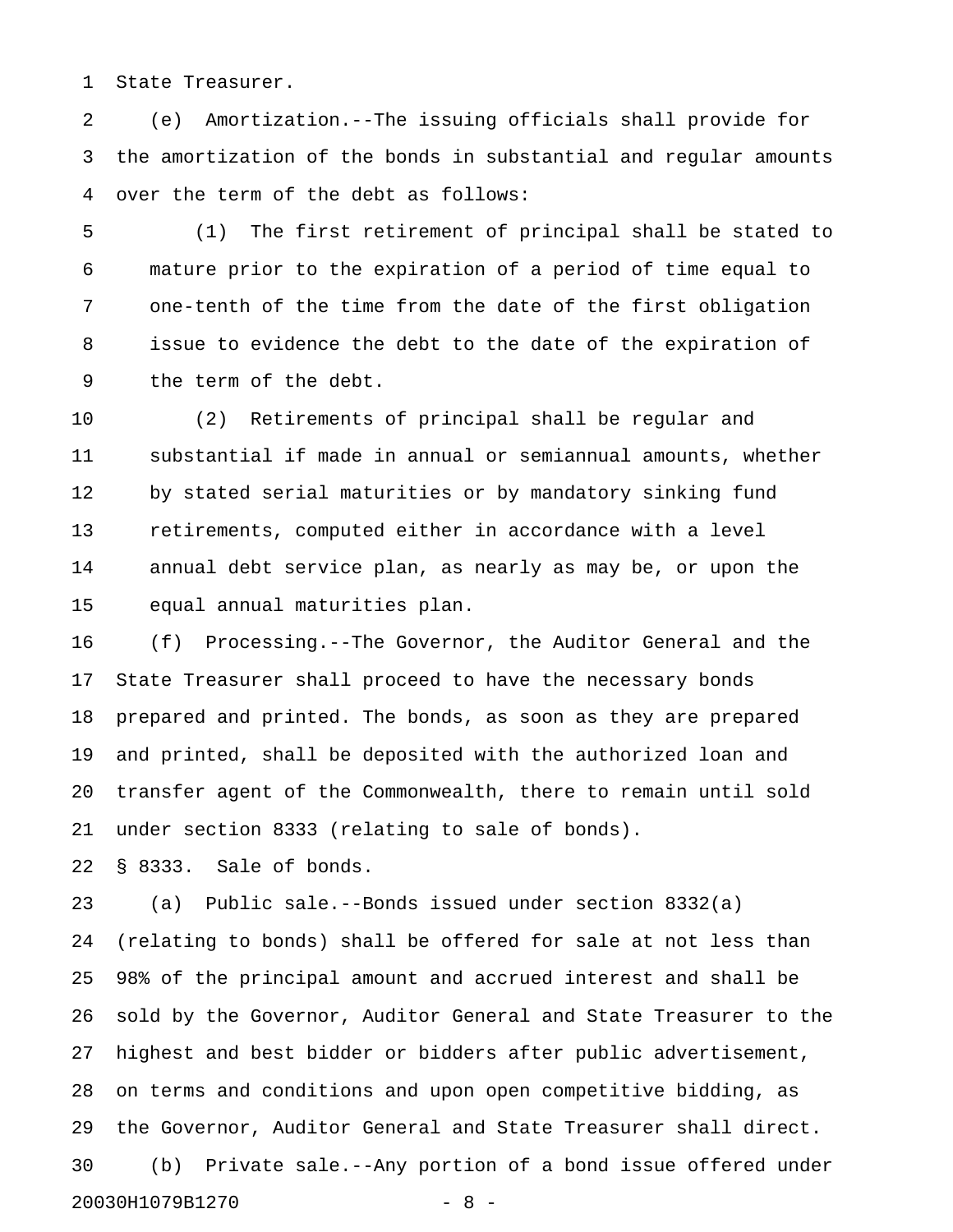State Treasurer.

(e) Amortization.--The issuing officials shall provide for the amortization of the bonds in substantial and regular amounts over the term of the debt as follows:

(1) The first retirement of principal shall be stated to mature prior to the expiration of a period of time equal to one-tenth of the time from the date of the first obligation issue to evidence the debt to the date of the expiration of the term of the debt.

(2) Retirements of principal shall be regular and substantial if made in annual or semiannual amounts, whether by stated serial maturities or by mandatory sinking fund retirements, computed either in accordance with a level annual debt service plan, as nearly as may be, or upon the equal annual maturities plan.

(f) Processing.--The Governor, the Auditor General and the State Treasurer shall proceed to have the necessary bonds prepared and printed. The bonds, as soon as they are prepared and printed, shall be deposited with the authorized loan and transfer agent of the Commonwealth, there to remain until sold under section 8333 (relating to sale of bonds).

§ 8333. Sale of bonds.

(a) Public sale.--Bonds issued under section 8332(a) (relating to bonds) shall be offered for sale at not less than 98% of the principal amount and accrued interest and shall be sold by the Governor, Auditor General and State Treasurer to the highest and best bidder or bidders after public advertisement, on terms and conditions and upon open competitive bidding, as the Governor, Auditor General and State Treasurer shall direct.

(b) Private sale.--Any portion of a bond issue offered under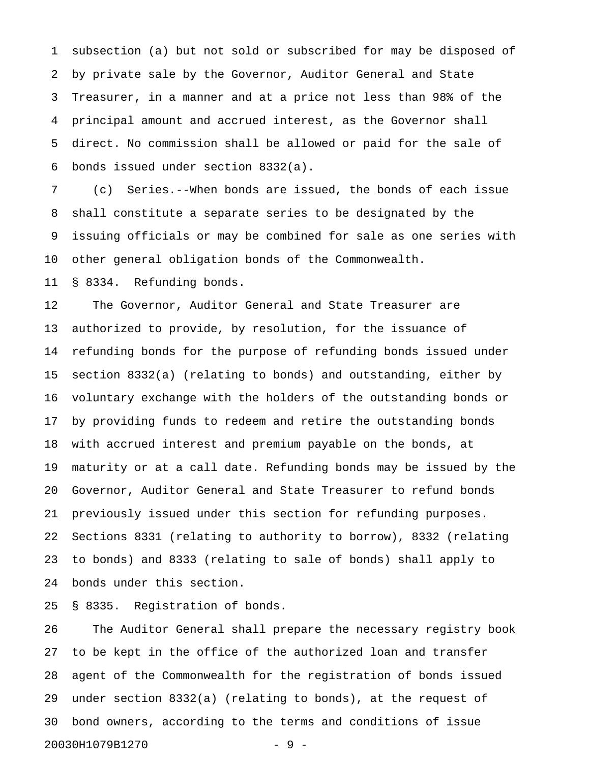subsection (a) but not sold or subscribed for may be disposed of by private sale by the Governor, Auditor General and State Treasurer, in a manner and at a price not less than 98% of the principal amount and accrued interest, as the Governor shall direct. No commission shall be allowed or paid for the sale of bonds issued under section 8332(a).

(c) Series.--When bonds are issued, the bonds of each issue shall constitute a separate series to be designated by the issuing officials or may be combined for sale as one series with other general obligation bonds of the Commonwealth.

§ 8334. Refunding bonds.

The Governor, Auditor General and State Treasurer are authorized to provide, by resolution, for the issuance of refunding bonds for the purpose of refunding bonds issued under section 8332(a) (relating to bonds) and outstanding, either by voluntary exchange with the holders of the outstanding bonds or by providing funds to redeem and retire the outstanding bonds with accrued interest and premium payable on the bonds, at maturity or at a call date. Refunding bonds may be issued by the Governor, Auditor General and State Treasurer to refund bonds previously issued under this section for refunding purposes. Sections 8331 (relating to authority to borrow), 8332 (relating to bonds) and 8333 (relating to sale of bonds) shall apply to bonds under this section.

§ 8335. Registration of bonds.

The Auditor General shall prepare the necessary registry book to be kept in the office of the authorized loan and transfer agent of the Commonwealth for the registration of bonds issued under section 8332(a) (relating to bonds), at the request of bond owners, according to the terms and conditions of issue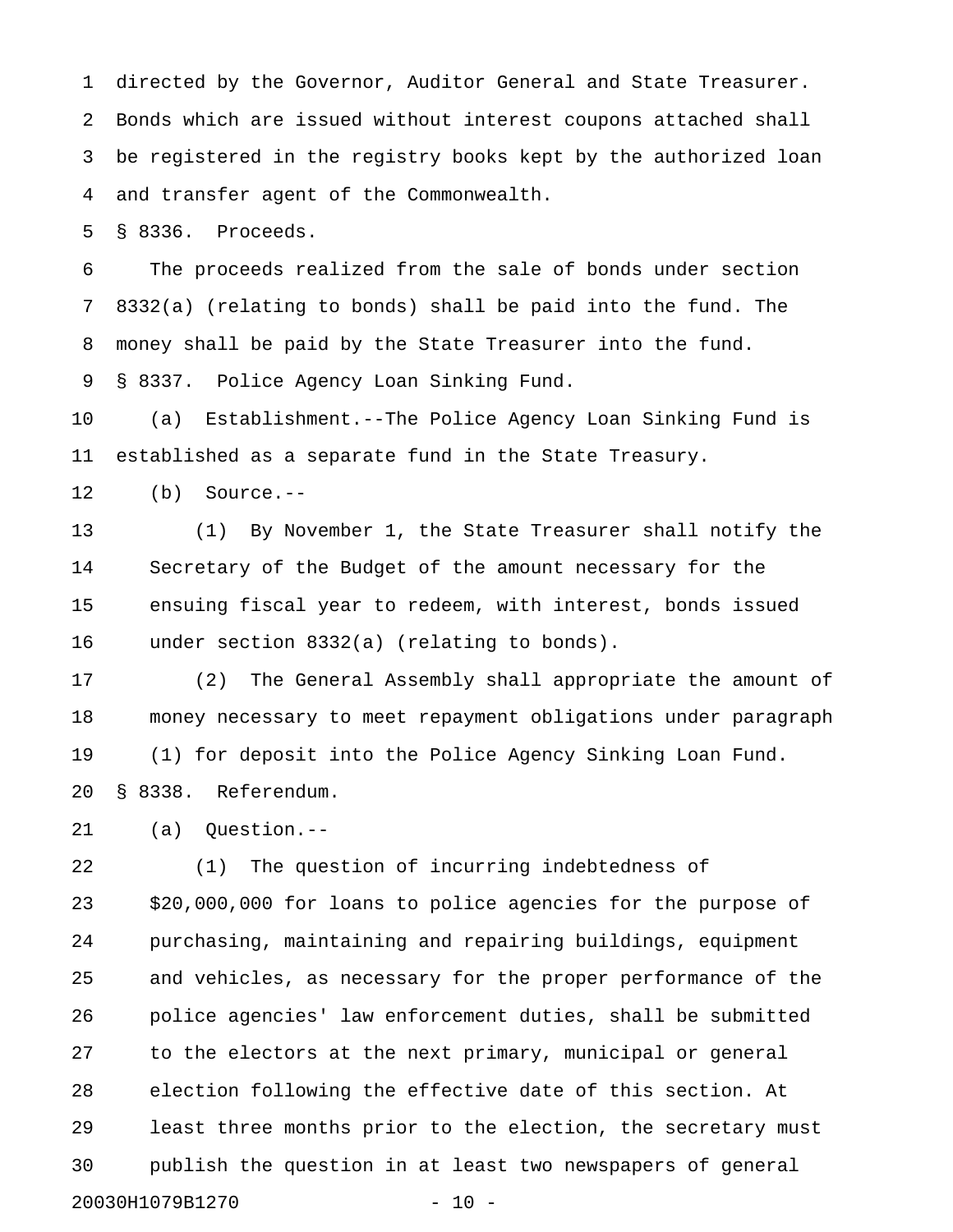directed by the Governor, Auditor General and State Treasurer. Bonds which are issued without interest coupons attached shall be registered in the registry books kept by the authorized loan and transfer agent of the Commonwealth.

§ 8336. Proceeds.

The proceeds realized from the sale of bonds under section 8332(a) (relating to bonds) shall be paid into the fund. The money shall be paid by the State Treasurer into the fund.

§ 8337. Police Agency Loan Sinking Fund.

(a) Establishment.--The Police Agency Loan Sinking Fund is established as a separate fund in the State Treasury.

(b) Source.--

(1) By November 1, the State Treasurer shall notify the Secretary of the Budget of the amount necessary for the ensuing fiscal year to redeem, with interest, bonds issued under section 8332(a) (relating to bonds).

(2) The General Assembly shall appropriate the amount of money necessary to meet repayment obligations under paragraph (1) for deposit into the Police Agency Sinking Loan Fund.

§ 8338. Referendum.

(a) Question.--

(1) The question of incurring indebtedness of $20,000,000 for loans to police agencies for the purpose of purchasing, maintaining and repairing buildings, equipment and vehicles, as necessary for the proper performance of the police agencies' law enforcement duties, shall be submitted to the electors at the next primary, municipal or general election following the effective date of this section. At least three months prior to the election, the secretary must publish the question in at least two newspapers of general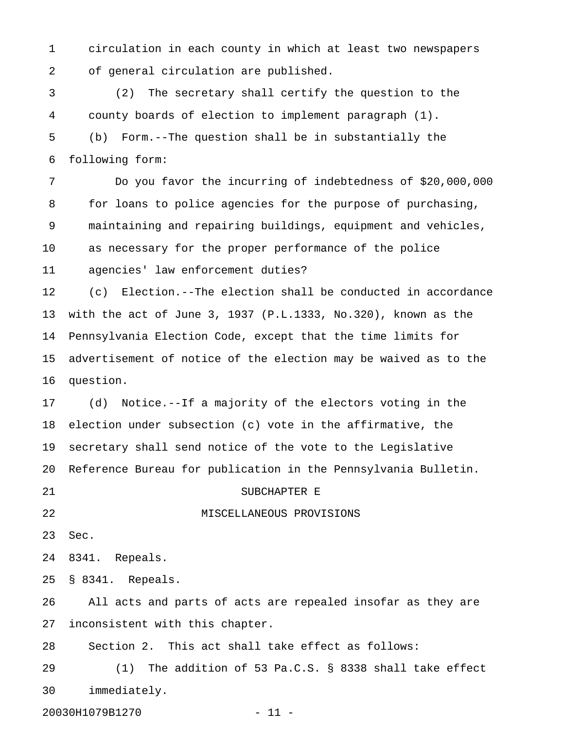circulation in each county in which at least two newspapers of general circulation are published.

(2) The secretary shall certify the question to the county boards of election to implement paragraph (1).

(b) Form.--The question shall be in substantially the following form:

Do you favor the incurring of indebtedness of $20,000,000 for loans to police agencies for the purpose of purchasing, maintaining and repairing buildings, equipment and vehicles, as necessary for the proper performance of the police agencies' law enforcement duties?

(c) Election.--The election shall be conducted in accordance with the act of June 3, 1937 (P.L.1333, No.320), known as the Pennsylvania Election Code, except that the time limits for advertisement of notice of the election may be waived as to the question.

(d) Notice.--If a majority of the electors voting in the election under subsection (c) vote in the affirmative, the secretary shall send notice of the vote to the Legislative Reference Bureau for publication in the Pennsylvania Bulletin.

SUBCHAPTER E

MISCELLANEOUS PROVISIONS

Sec.

8341. Repeals.

§ 8341. Repeals.

All acts and parts of acts are repealed insofar as they are inconsistent with this chapter.

Section 2. This act shall take effect as follows:

(1) The addition of 53 Pa.C.S. § 8338 shall take effect immediately.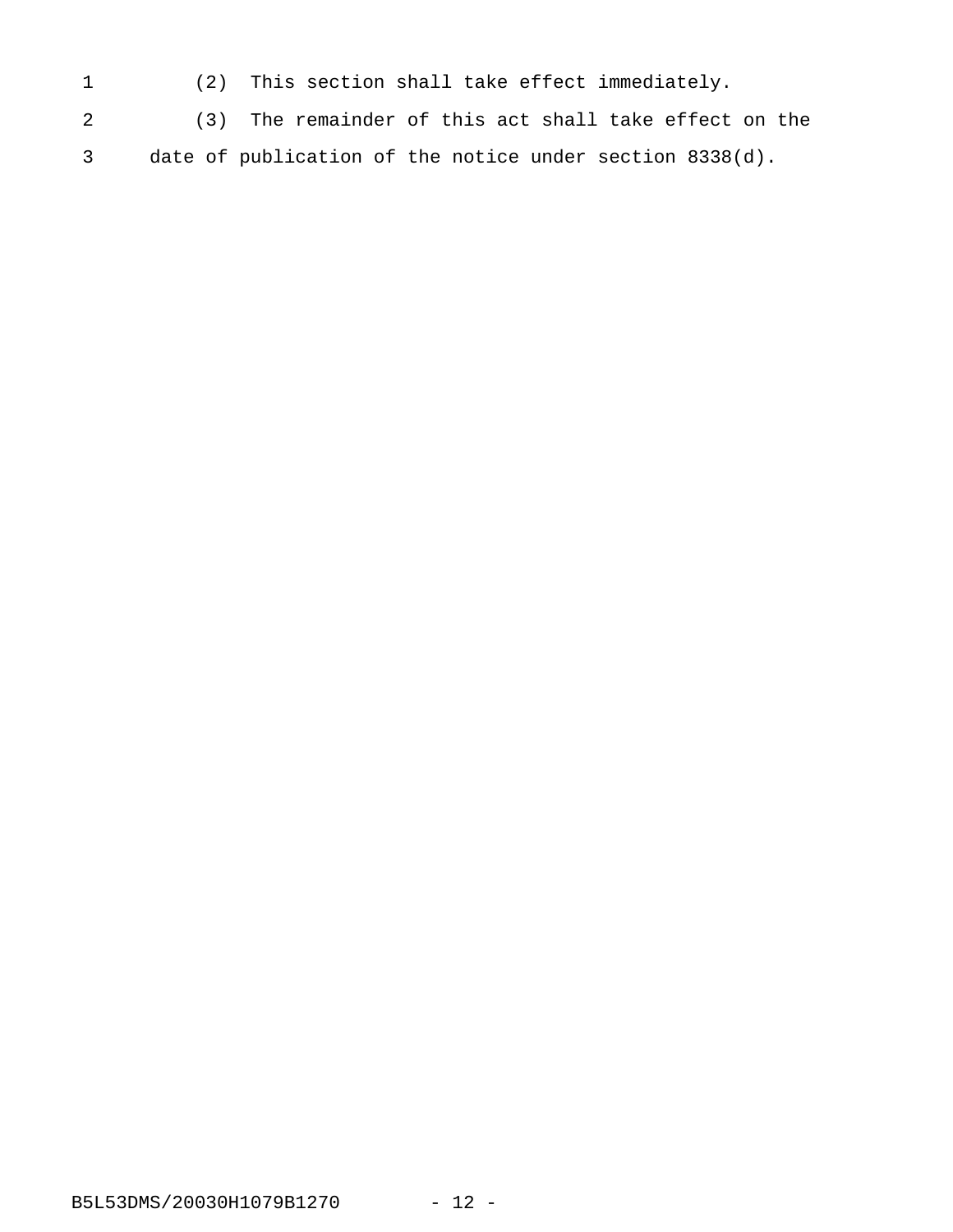(2) This section shall take effect immediately.

(3) The remainder of this act shall take effect on the date of publication of the notice under section 8338(d).